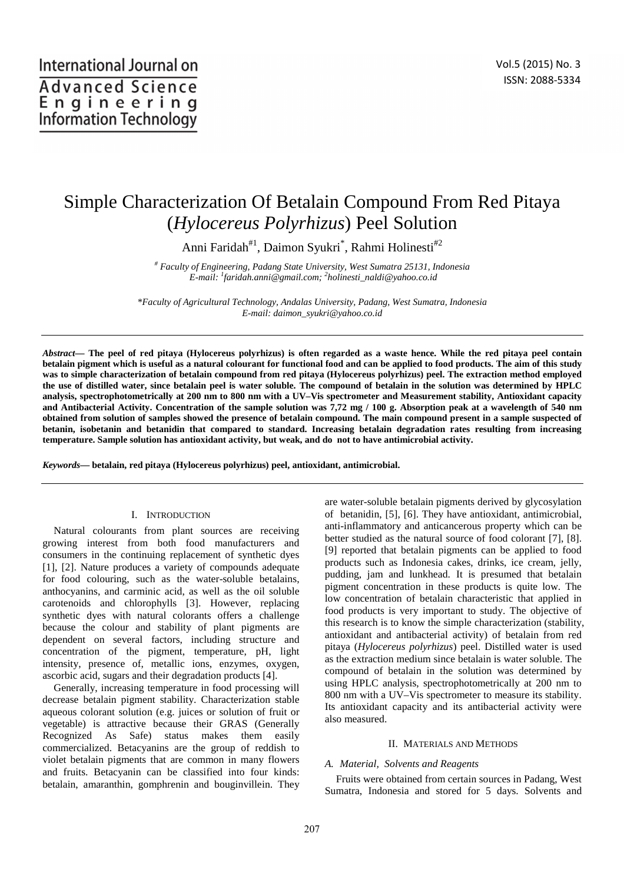# Simple Characterization Of Betalain Compound From Red Pitaya (*Hylocereus Polyrhizus*) Peel Solution

Anni Faridah[#1], Daimon Syukri[*], Rahmi Holinesti[#2]

[#] *Faculty of Engineering, Padang State University, West Sumatra 25131, Indonesia*
*E-mail: [1]faridah.anni@gmail.com; [2]holinesti_naldi@yahoo.co.id*

*\*Faculty of Agricultural Technology, Andalas University, Padang, West Sumatra, Indonesia*
*E-mail: daimon_syukri@yahoo.co.id*

***Abstract*— The peel of red pitaya (Hylocereus polyrhizus) is often regarded as a waste hence. While the red pitaya peel contain betalain pigment which is useful as a natural colourant for functional food and can be applied to food products. The aim of this study was to simple characterization of betalain compound from red pitaya (Hylocereus polyrhizus) peel. The extraction method employed the use of distilled water, since betalain peel is water soluble. The compound of betalain in the solution was determined by HPLC analysis, spectrophotometrically at 200 nm to 800 nm with a UV–Vis spectrometer and Measurement stability, Antioxidant capacity and Antibacterial Activity. Concentration of the sample solution was 7,72 mg / 100 g. Absorption peak at a wavelength of 540 nm obtained from solution of samples showed the presence of betalain compound. The main compound present in a sample suspected of betanin, isobetanin and betanidin that compared to standard. Increasing betalain degradation rates resulting from increasing temperature. Sample solution has antioxidant activity, but weak, and do not to have antimicrobial activity.**

***Keywords*— betalain, red pitaya (Hylocereus polyrhizus) peel, antioxidant, antimicrobial.**

## I. Introduction

Natural colourants from plant sources are receiving growing interest from both food manufacturers and consumers in the continuing replacement of synthetic dyes [1], [2]. Nature produces a variety of compounds adequate for food colouring, such as the water-soluble betalains, anthocyanins, and carminic acid, as well as the oil soluble carotenoids and chlorophylls [3]. However, replacing synthetic dyes with natural colorants offers a challenge because the colour and stability of plant pigments are dependent on several factors, including structure and concentration of the pigment, temperature, pH, light intensity, presence of, metallic ions, enzymes, oxygen, ascorbic acid, sugars and their degradation products [4].

Generally, increasing temperature in food processing will decrease betalain pigment stability. Characterization stable aqueous colorant solution (e.g. juices or solution of fruit or vegetable) is attractive because their GRAS (Generally Recognized As Safe) status makes them easily commercialized. Betacyanins are the group of reddish to violet betalain pigments that are common in many flowers and fruits. Betacyanin can be classified into four kinds: betalain, amaranthin, gomphrenin and bouginvillein. They are water-soluble betalain pigments derived by glycosylation of betanidin, [5], [6]. They have antioxidant, antimicrobial, anti-inflammatory and anticancerous property which can be better studied as the natural source of food colorant [7], [8]. [9] reported that betalain pigments can be applied to food products such as Indonesia cakes, drinks, ice cream, jelly, pudding, jam and lunkhead. It is presumed that betalain pigment concentration in these products is quite low. The low concentration of betalain characteristic that applied in food products is very important to study. The objective of this research is to know the simple characterization (stability, antioxidant and antibacterial activity) of betalain from red pitaya (*Hylocereus polyrhizus*) peel. Distilled water is used as the extraction medium since betalain is water soluble. The compound of betalain in the solution was determined by using HPLC analysis, spectrophotometrically at 200 nm to 800 nm with a UV–Vis spectrometer to measure its stability. Its antioxidant capacity and its antibacterial activity were also measured.

## II. Materials and Methods

### *A. Material, Solvents and Reagents*

Fruits were obtained from certain sources in Padang, West Sumatra, Indonesia and stored for 5 days. Solvents and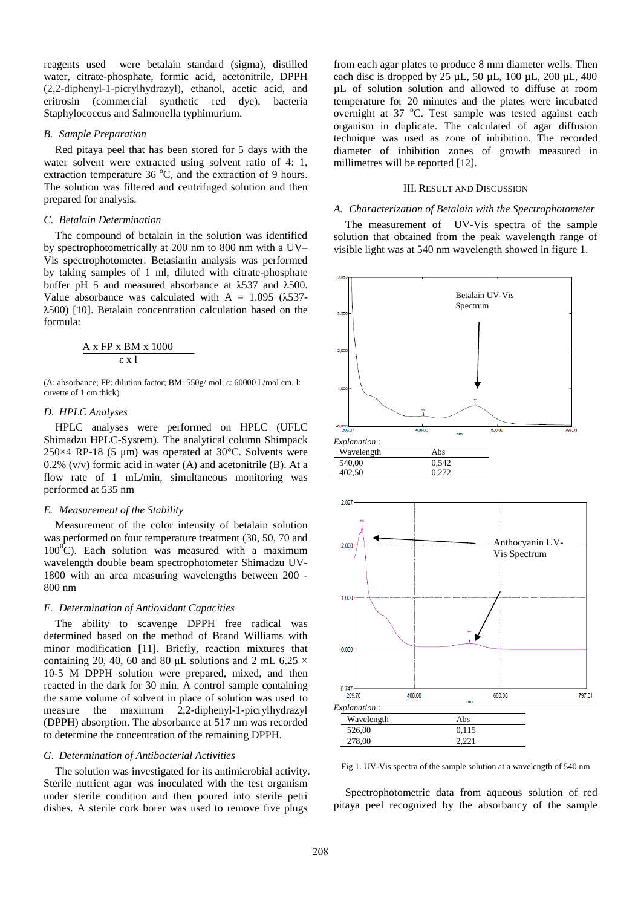reagents used were betalain standard (sigma), distilled water, citrate-phosphate, formic acid, acetonitrile, DPPH (2,2-diphenyl-1-picrylhydrazyl), ethanol, acetic acid, and eritrosin (commercial synthetic red dye), bacteria Staphylococcus and Salmonella typhimurium.

### *B. Sample Preparation*

Red pitaya peel that has been stored for 5 days with the water solvent were extracted using solvent ratio of 4: 1, extraction temperature 36 $^{o}$C, and the extraction of 9 hours. The solution was filtered and centrifuged solution and then prepared for analysis.

### *C. Betalain Determination*

The compound of betalain in the solution was identified by spectrophotometrically at 200 nm to 800 nm with a UV–Vis spectrophotometer. Betasianin analysis was performed by taking samples of 1 ml, diluted with citrate-phosphate buffer pH 5 and measured absorbance at λ537 and λ500. Value absorbance was calculated with A = 1.095 (λ537-λ500) [10]. Betalain concentration calculation based on the formula:

$$\frac{A \times FP \times BM \times 1000}{\varepsilon \times l}$$

(A: absorbance; FP: dilution factor; BM: 550g/ mol; ε: 60000 L/mol cm, l: cuvette of 1 cm thick)

### *D. HPLC Analyses*

HPLC analyses were performed on HPLC (UFLC Shimadzu HPLC-System). The analytical column Shimpack 250×4 RP-18 (5 μm) was operated at 30°C. Solvents were 0.2% (v/v) formic acid in water (A) and acetonitrile (B). At a flow rate of 1 mL/min, simultaneous monitoring was performed at 535 nm

### *E. Measurement of the Stability*

Measurement of the color intensity of betalain solution was performed on four temperature treatment (30, 50, 70 and 100$^{0}$C). Each solution was measured with a maximum wavelength double beam spectrophotometer Shimadzu UV-1800 with an area measuring wavelengths between 200 - 800 nm

### *F. Determination of Antioxidant Capacities*

The ability to scavenge DPPH free radical was determined based on the method of Brand Williams with minor modification [11]. Briefly, reaction mixtures that containing 20, 40, 60 and 80 μL solutions and 2 mL 6.25 × 10-5 M DPPH solution were prepared, mixed, and then reacted in the dark for 30 min. A control sample containing the same volume of solvent in place of solution was used to measure the maximum 2,2-diphenyl-1-picrylhydrazyl (DPPH) absorption. The absorbance at 517 nm was recorded to determine the concentration of the remaining DPPH.

### *G. Determination of Antibacterial Activities*

The solution was investigated for its antimicrobial activity. Sterile nutrient agar was inoculated with the test organism under sterile condition and then poured into sterile petri dishes. A sterile cork borer was used to remove five plugs from each agar plates to produce 8 mm diameter wells. Then each disc is dropped by 25 μL, 50 μL, 100 μL, 200 μL, 400 μL of solution solution and allowed to diffuse at room temperature for 20 minutes and the plates were incubated overnight at 37 $^{o}$C. Test sample was tested against each organism in duplicate. The calculated of agar diffusion technique was used as zone of inhibition. The recorded diameter of inhibition zones of growth measured in millimetres will be reported [12].

## III. Result and Discussion

### *A. Characterization of Betalain with the Spectrophotometer*

The measurement of UV-Vis spectra of the sample solution that obtained from the peak wavelength range of visible light was at 540 nm wavelength showed in figure 1.

Betalain UV-Vis Spectrum

*Explanation :*

| Wavelength | Abs |
|---|---|
| 540,00 | 0,542 |
| 402,50 | 0,272 |

Anthocyanin UV-Vis Spectrum

*Explanation :*

| Wavelength | Abs |
|---|---|
| 526,00 | 0,115 |
| 278,00 | 2,221 |

Fig 1. UV-Vis spectra of the sample solution at a wavelength of 540 nm

Spectrophotometric data from aqueous solution of red pitaya peel recognized by the absorbancy of the sample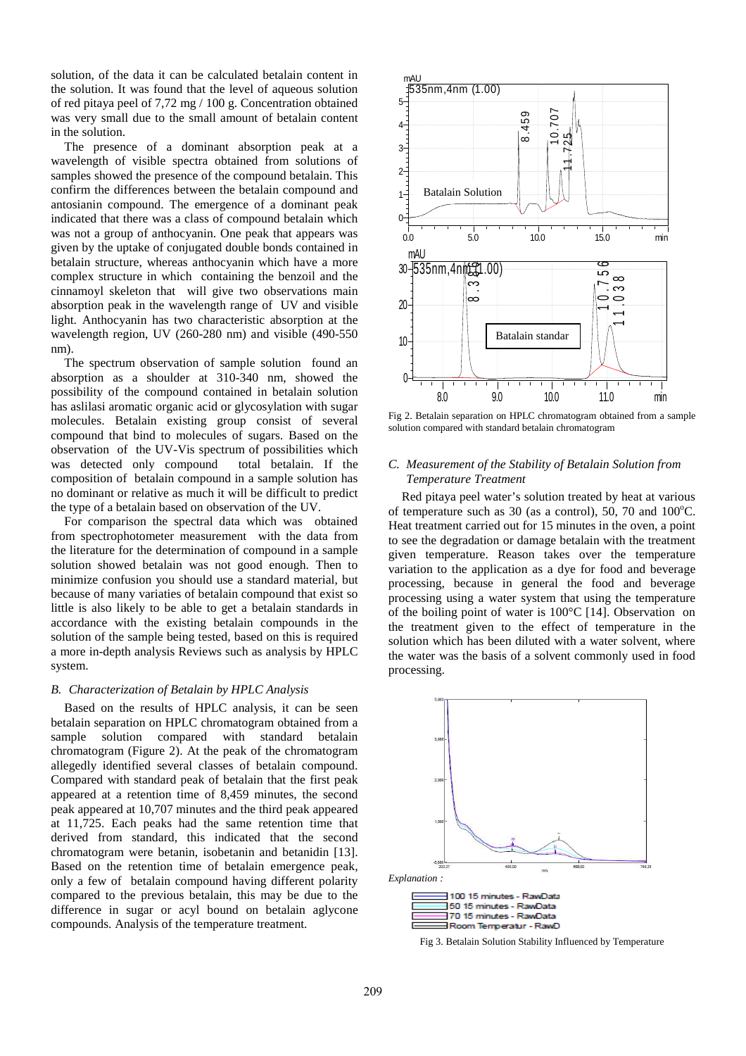solution, of the data it can be calculated betalain content in the solution. It was found that the level of aqueous solution of red pitaya peel of 7,72 mg / 100 g. Concentration obtained was very small due to the small amount of betalain content in the solution.

The presence of a dominant absorption peak at a wavelength of visible spectra obtained from solutions of samples showed the presence of the compound betalain. This confirm the differences between the betalain compound and antosianin compound. The emergence of a dominant peak indicated that there was a class of compound betalain which was not a group of anthocyanin. One peak that appears was given by the uptake of conjugated double bonds contained in betalain structure, whereas anthocyanin which have a more complex structure in which containing the benzoil and the cinnamoyl skeleton that will give two observations main absorption peak in the wavelength range of UV and visible light. Anthocyanin has two characteristic absorption at the wavelength region, UV (260-280 nm) and visible (490-550 nm).

The spectrum observation of sample solution found an absorption as a shoulder at 310-340 nm, showed the possibility of the compound contained in betalain solution has aslilasi aromatic organic acid or glycosylation with sugar molecules. Betalain existing group consist of several compound that bind to molecules of sugars. Based on the observation of the UV-Vis spectrum of possibilities which was detected only compound total betalain. If the composition of betalain compound in a sample solution has no dominant or relative as much it will be difficult to predict the type of a betalain based on observation of the UV.

For comparison the spectral data which was obtained from spectrophotometer measurement with the data from the literature for the determination of compound in a sample solution showed betalain was not good enough. Then to minimize confusion you should use a standard material, but because of many variaties of betalain compound that exist so little is also likely to be able to get a betalain standards in accordance with the existing betalain compounds in the solution of the sample being tested, based on this is required a more in-depth analysis Reviews such as analysis by HPLC system.

### B. Characterization of Betalain by HPLC Analysis

Based on the results of HPLC analysis, it can be seen betalain separation on HPLC chromatogram obtained from a sample solution compared with standard betalain chromatogram (Figure 2). At the peak of the chromatogram allegedly identified several classes of betalain compound. Compared with standard peak of betalain that the first peak appeared at a retention time of 8,459 minutes, the second peak appeared at 10,707 minutes and the third peak appeared at 11,725. Each peaks had the same retention time that derived from standard, this indicated that the second chromatogram were betanin, isobetanin and betanidin [13]. Based on the retention time of betalain emergence peak, only a few of betalain compound having different polarity compared to the previous betalain, this may be due to the difference in sugar or acyl bound on betalain aglycone compounds. Analysis of the temperature treatment.

Fig 2. Betalain separation on HPLC chromatogram obtained from a sample solution compared with standard betalain chromatogram

### C. Measurement of the Stability of Betalain Solution from Temperature Treatment

Red pitaya peel water's solution treated by heat at various of temperature such as 30 (as a control), 50, 70 and 100°C. Heat treatment carried out for 15 minutes in the oven, a point to see the degradation or damage betalain with the treatment given temperature. Reason takes over the temperature variation to the application as a dye for food and beverage processing, because in general the food and beverage processing using a water system that using the temperature of the boiling point of water is 100°C [14]. Observation on the treatment given to the effect of temperature in the solution which has been diluted with a water solvent, where the water was the basis of a solvent commonly used in food processing.

Fig 3. Betalain Solution Stability Influenced by Temperature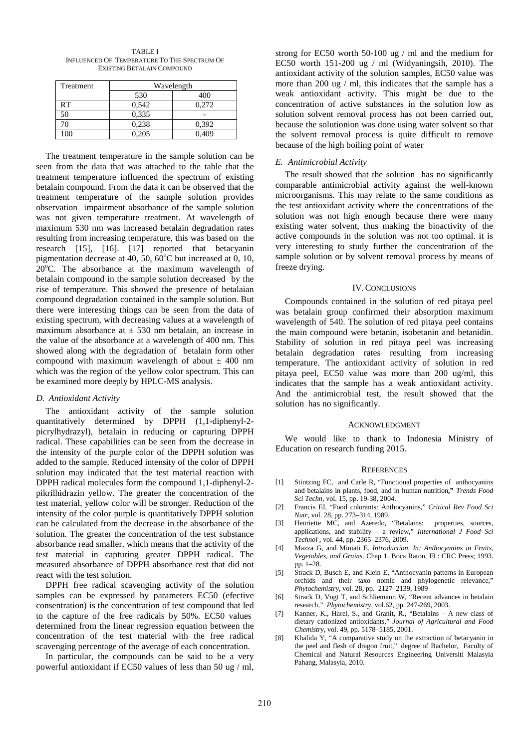TABLE I
INFLUENCED OF TEMPERATURE TO THE SPECTRUM OF EXISTING BETALAIN COMPOUND

| Treatment | Wavelength | |
|---|---|---|
| | 530 | 400 |
| RT | 0,542 | 0,272 |
| 50 | 0,335 | - |
| 70 | 0,238 | 0,392 |
| 100 | 0,205 | 0,409 |

The treatment temperature in the sample solution can be seen from the data that was attached to the table that the treatment temperature influenced the spectrum of existing betalain compound. From the data it can be observed that the treatment temperature of the sample solution provides observation impairment absorbance of the sample solution was not given temperature treatment. At wavelength of maximum 530 nm was increased betalain degradation rates resulting from increasing temperature, this was based on the research [15], [16]. [17] reported that betacyanin pigmentation decrease at 40, 50, 60°C but increased at 0, 10, 20°C. The absorbance at the maximum wavelength of betalain compound in the sample solution decreased by the rise of temperature. This showed the presence of betalaian compound degradation contained in the sample solution. But there were interesting things can be seen from the data of existing spectrum, with decreasing values at a wavelength of maximum absorbance at ± 530 nm betalain, an increase in the value of the absorbance at a wavelength of 400 nm. This showed along with the degradation of betalain form other compound with maximum wavelength of about ± 400 nm which was the region of the yellow color spectrum. This can be examined more deeply by HPLC-MS analysis.

### *D. Antioxidant Activity*

The antioxidant activity of the sample solution quantitatively determined by DPPH (1,1-diphenyl-2-picrylhydrazyl), betalain in reducing or capturing DPPH radical. These capabilities can be seen from the decrease in the intensity of the purple color of the DPPH solution was added to the sample. Reduced intensity of the color of DPPH solution may indicated that the test material reaction with DPPH radical molecules form the compound 1,1-diphenyl-2-pikrilhidrazin yellow. The greater the concentration of the test material, yellow color will be stronger. Reduction of the intensity of the color purple is quantitatively DPPH solution can be calculated from the decrease in the absorbance of the solution. The greater the concentration of the test substance absorbance read smaller, which means that the activity of the test material in capturing greater DPPH radical. The measured absorbance of DPPH absorbance rest that did not react with the test solution.

DPPH free radical scavenging activity of the solution samples can be expressed by parameters EC50 (efective consentration) is the concentration of test compound that led to the capture of the free radicals by 50%. EC50 values determined from the linear regression equation between the concentration of the test material with the free radical scavenging percentage of the average of each concentration.

In particular, the compounds can be said to be a very powerful antioxidant if EC50 values of less than 50 ug / ml, strong for EC50 worth 50-100 ug / ml and the medium for EC50 worth 151-200 ug / ml (Widyaningsih, 2010). The antioxidant activity of the solution samples, EC50 value was more than 200 ug / ml, this indicates that the sample has a weak antioxidant activity. This might be due to the concentration of active substances in the solution low as solution solvent removal process has not been carried out, because the solutionion was done using water solvent so that the solvent removal process is quite difficult to remove because of the high boiling point of water

### *E. Antimicrobial Activity*

The result showed that the solution has no significantly comparable antimicrobial activity against the well-known microorganisms. This may relate to the same conditions as the test antioxidant activity where the concentrations of the solution was not high enough because there were many existing water solvent, thus making the bioactivity of the active compounds in the solution was not too optimal. it is very interesting to study further the concentration of the sample solution or by solvent removal process by means of freeze drying.

## IV. CONCLUSIONS

Compounds contained in the solution of red pitaya peel was betalain group confirmed their absorption maximum wavelength of 540. The solution of red pitaya peel contains the main compound were betanin, isobetanin and betanidin. Stability of solution in red pitaya peel was increasing betalain degradation rates resulting from increasing temperature. The antioxidant activity of solution in red pitaya peel, EC50 value was more than 200 ug/ml, this indicates that the sample has a weak antioxidant activity. And the antimicrobial test, the result showed that the solution has no significantly.

## ACKNOWLEDGMENT

We would like to thank to Indonesia Ministry of Education on research funding 2015.

## REFERENCES

[1] Stintzing FC, and Carle R, "Functional properties of anthocyanins and betalains in plants, food, and in human nutrition**,"** *Trends Food Sci Techn*, vol. 15, pp. 19-38, 2004.

[2] Francis FJ, "Food colorants: Anthocyanins," *Critical Rev Food Sci Nutr*, vol. 28, pp. 273–314, 1989.

[3] Henriette MC, and Azeredo, "Betalains: properties, sources, applications, and stability – a review," *International J Food Sci Technol* , vol. 44, pp. 2365–2376, 2009.

[4] Mazza G, and Miniati E. *Introduction, In: Anthocyanins in Fruits, Vegetables, and Grains*. Chap 1. Boca Raton, FL: CRC Press; 1993. pp. 1–28.

[5] Strack D, Busch E, and Klein E, "Anthocyanin patterns in European orchids and their taxo nomic and phylogenetic relevance," *Phytochemistry*, vol. 28, pp. 2127–2139, 1989

[6] Strack D, Vogt T, and Schliemann W, "Recent advances in betalain research," *Phytochemistry*, vol.62, pp. 247-269, 2003.

[7] Kanner, K., Harel, S., and Granit, R., "Betalains – A new class of dietary cationized antioxidants," *Journal of Agricultural and Food Chemistry*, vol. 49, pp. 5178–5185, 2001.

[8] Khalida Y, "A comparative study on the extraction of betacyanin in the peel and flesh of dragon fruit," degree of Bachelor, Faculty of Chemical and Natural Resources Engineering Universiti Malasyia Pahang, Malasyia, 2010.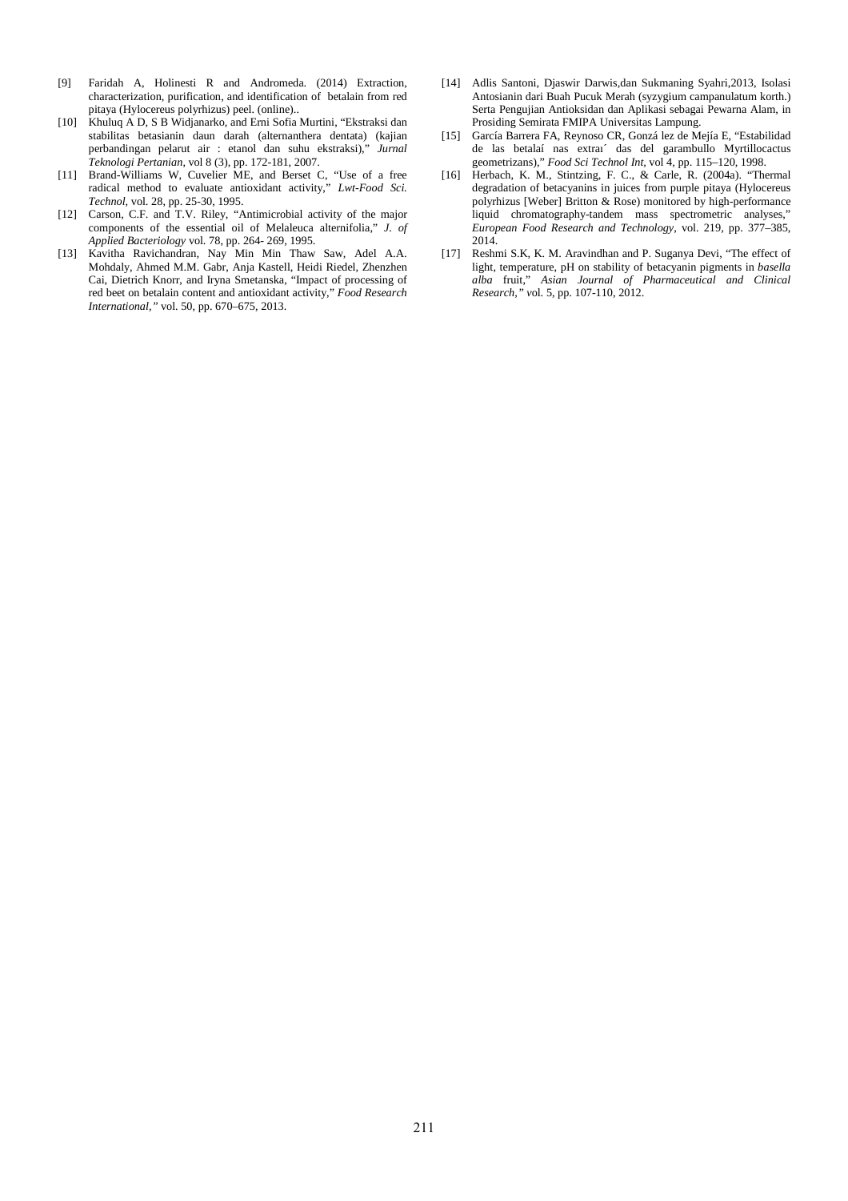[9] Faridah A, Holinesti R and Andromeda. (2014) Extraction, characterization, purification, and identification of betalain from red pitaya (Hylocereus polyrhizus) peel. (online)..

[10] Khuluq A D, S B Widjanarko, and Erni Sofia Murtini, "Ekstraksi dan stabilitas betasianin daun darah (alternanthera dentata) (kajian perbandingan pelarut air : etanol dan suhu ekstraksi)," *Jurnal Teknologi Pertanian*, vol 8 (3), pp. 172-181, 2007.

[11] Brand-Williams W, Cuvelier ME, and Berset C, "Use of a free radical method to evaluate antioxidant activity," *Lwt-Food Sci. Technol*, vol. 28, pp. 25-30, 1995.

[12] Carson, C.F. and T.V. Riley, "Antimicrobial activity of the major components of the essential oil of Melaleuca alternifolia," *J. of Applied Bacteriology* vol. 78, pp. 264- 269, 1995.

[13] Kavitha Ravichandran, Nay Min Min Thaw Saw, Adel A.A. Mohdaly, Ahmed M.M. Gabr, Anja Kastell, Heidi Riedel, Zhenzhen Cai, Dietrich Knorr, and Iryna Smetanska, "Impact of processing of red beet on betalain content and antioxidant activity," *Food Research International,"* vol. 50, pp. 670–675, 2013.

[14] Adlis Santoni, Djaswir Darwis,dan Sukmaning Syahri,2013, Isolasi Antosianin dari Buah Pucuk Merah (syzygium campanulatum korth.) Serta Pengujian Antioksidan dan Aplikasi sebagai Pewarna Alam, in Prosiding Semirata FMIPA Universitas Lampung.

[15] García Barrera FA, Reynoso CR, Gonzá lez de Mejía E, "Estabilidad de las betalaí nas extraı´ das del garambullo Myrtillocactus geometrizans)," *Food Sci Technol Int*, vol 4, pp. 115–120, 1998.

[16] Herbach, K. M., Stintzing, F. C., & Carle, R. (2004a). "Thermal degradation of betacyanins in juices from purple pitaya (Hylocereus polyrhizus [Weber] Britton & Rose) monitored by high-performance liquid chromatography-tandem mass spectrometric analyses," *European Food Research and Technology*, vol. 219, pp. 377–385, 2014.

[17] Reshmi S.K, K. M. Aravindhan and P. Suganya Devi, "The effect of light, temperature, pH on stability of betacyanin pigments in *basella alba* fruit," *Asian Journal of Pharmaceutical and Clinical Research," v*ol. 5, pp. 107-110, 2012.